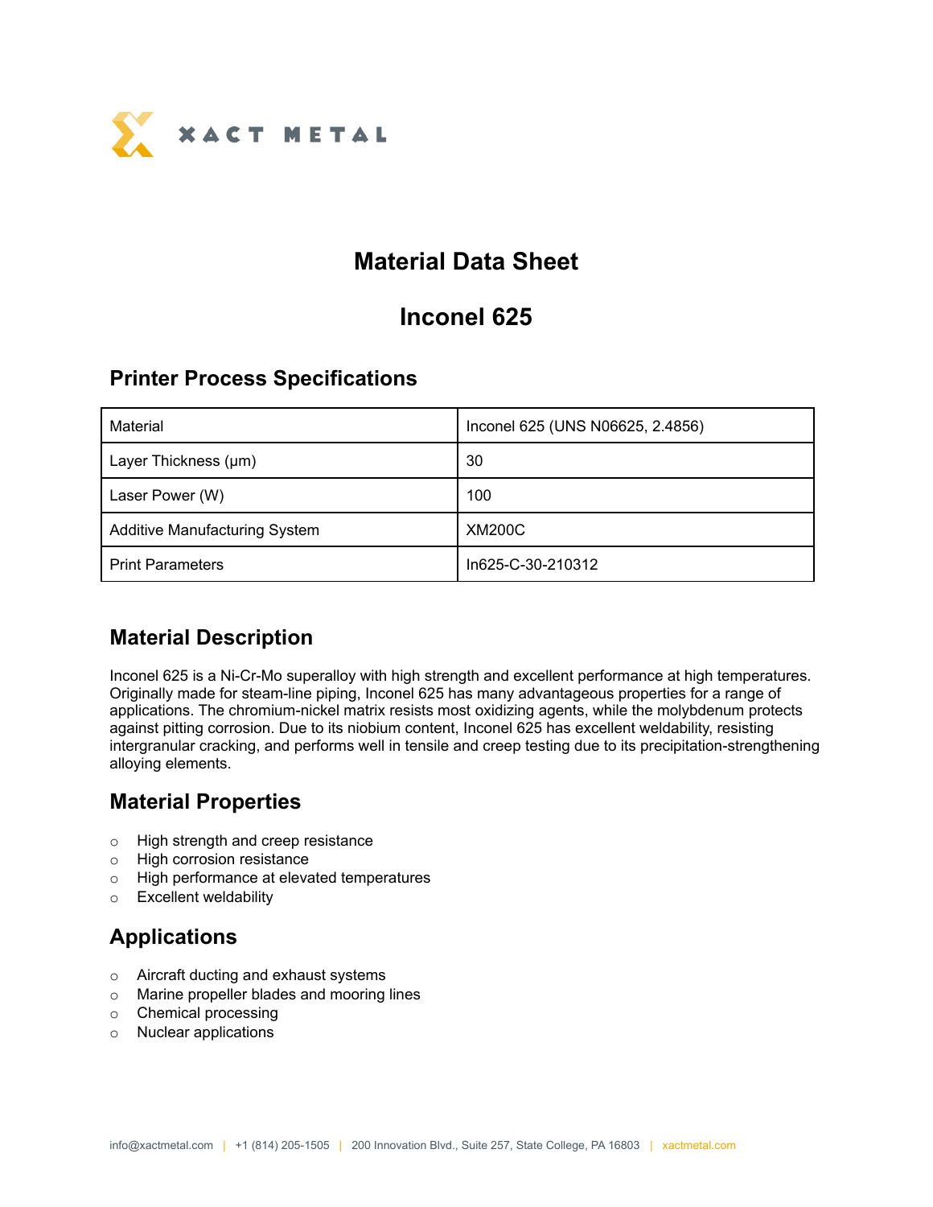# Material Data Sheet

# Inconel 625

## Printer Process Specifications

| Material | Inconel 625 (UNS N06625, 2.4856) |
|---|---|
| Layer Thickness (µm) | 30 |
| Laser Power (W) | 100 |
| Additive Manufacturing System | XM200C |
| Print Parameters | In625-C-30-210312 |

## Material Description

Inconel 625 is a Ni-Cr-Mo superalloy with high strength and excellent performance at high temperatures. Originally made for steam-line piping, Inconel 625 has many advantageous properties for a range of applications. The chromium-nickel matrix resists most oxidizing agents, while the molybdenum protects against pitting corrosion. Due to its niobium content, Inconel 625 has excellent weldability, resisting intergranular cracking, and performs well in tensile and creep testing due to its precipitation-strengthening alloying elements.

## Material Properties

- High strength and creep resistance
- High corrosion resistance
- High performance at elevated temperatures
- Excellent weldability

## Applications

- Aircraft ducting and exhaust systems
- Marine propeller blades and mooring lines
- Chemical processing
- Nuclear applications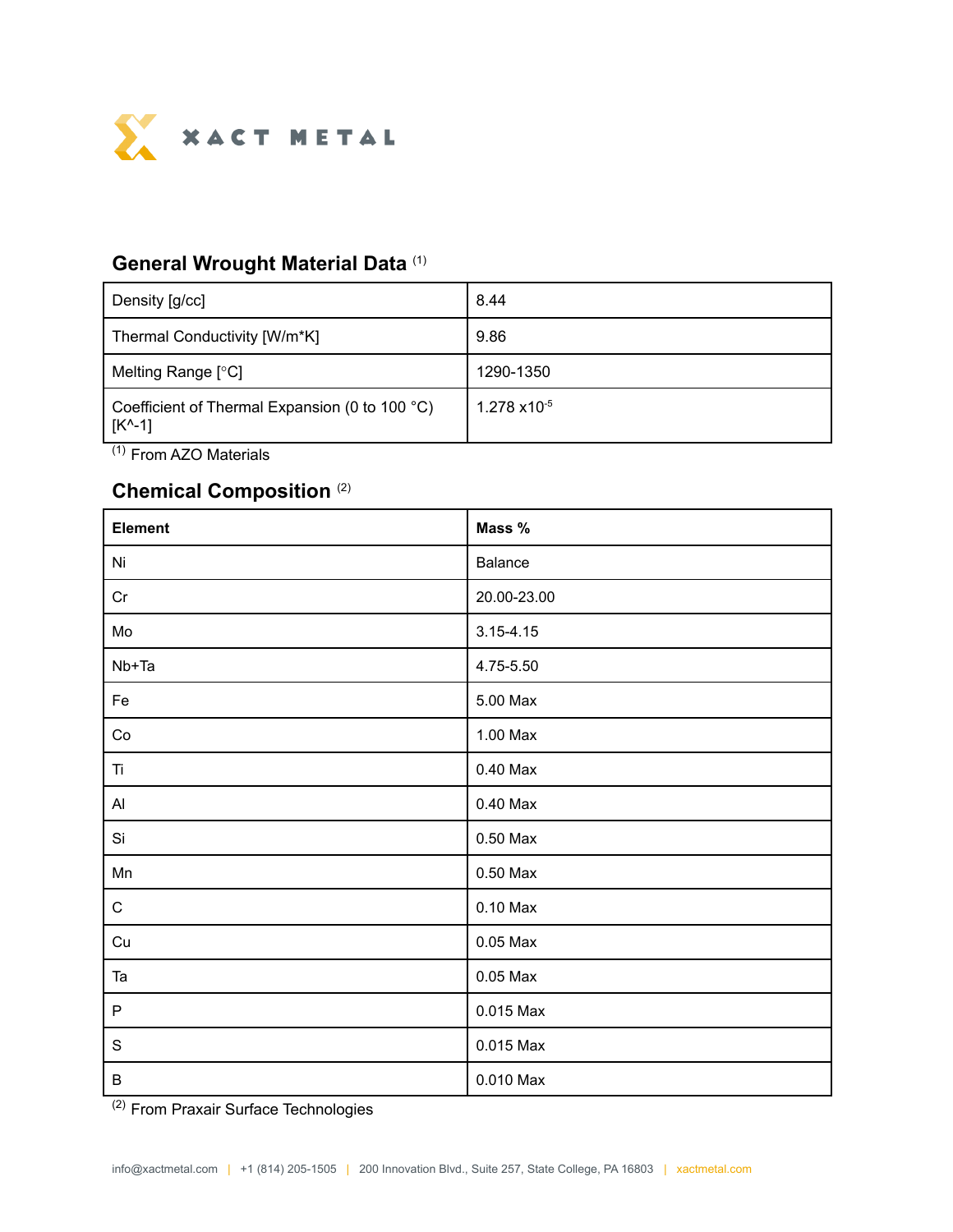XACT METAL

## General Wrought Material Data [1]

| Property | Value |
| --- | --- |
| Density [g/cc] | 8.44 |
| Thermal Conductivity [W/m*K] | 9.86 |
| Melting Range [°C] | 1290-1350 |
| Coefficient of Thermal Expansion (0 to 100 °C) [K^-1] | $1.278 \times 10^{-5}$ |

[1] From AZO Materials

## Chemical Composition [2]

| Element | Mass % |
| --- | --- |
| Ni | Balance |
| Cr | 20.00-23.00 |
| Mo | 3.15-4.15 |
| Nb+Ta | 4.75-5.50 |
| Fe | 5.00 Max |
| Co | 1.00 Max |
| Ti | 0.40 Max |
| Al | 0.40 Max |
| Si | 0.50 Max |
| Mn | 0.50 Max |
| C | 0.10 Max |
| Cu | 0.05 Max |
| Ta | 0.05 Max |
| P | 0.015 Max |
| S | 0.015 Max |
| B | 0.010 Max |

[2] From Praxair Surface Technologies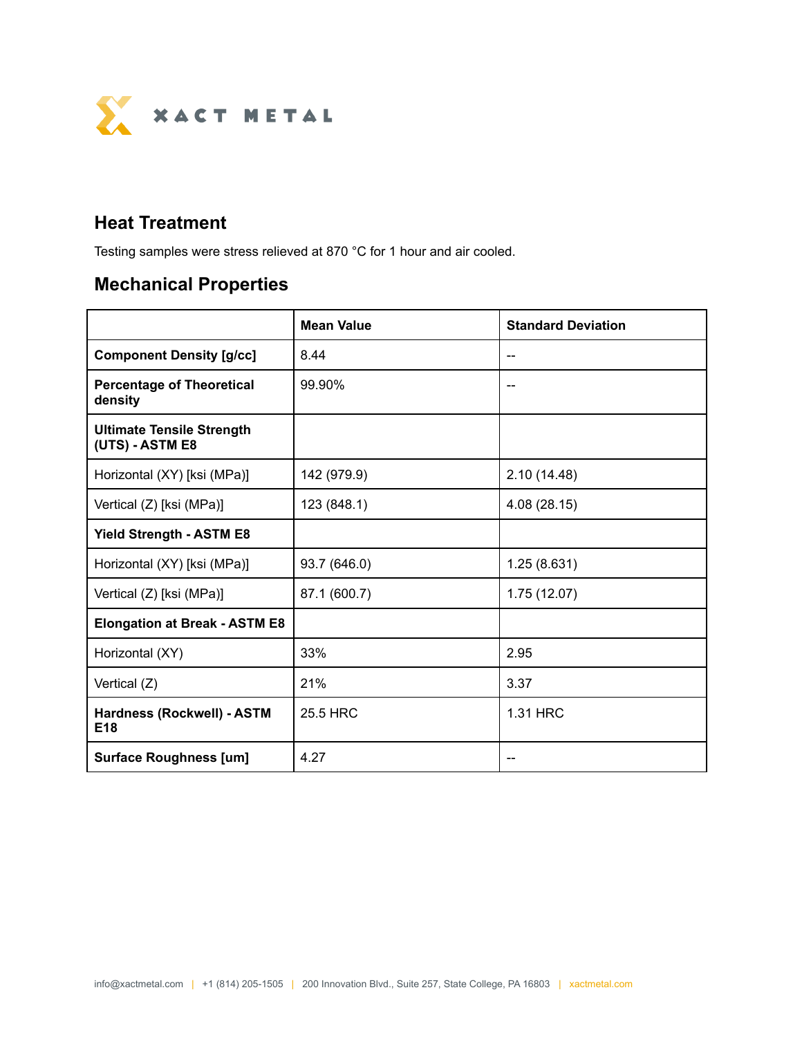## Heat Treatment

Testing samples were stress relieved at 870 °C for 1 hour and air cooled.

## Mechanical Properties

| | **Mean Value** | **Standard Deviation** |
|---|---|---|
| **Component Density [g/cc]** | 8.44 | -- |
| **Percentage of Theoretical density** | 99.90% | -- |
| **Ultimate Tensile Strength (UTS) - ASTM E8** | | |
| Horizontal (XY) [ksi (MPa)] | 142 (979.9) | 2.10 (14.48) |
| Vertical (Z) [ksi (MPa)] | 123 (848.1) | 4.08 (28.15) |
| **Yield Strength - ASTM E8** | | |
| Horizontal (XY) [ksi (MPa)] | 93.7 (646.0) | 1.25 (8.631) |
| Vertical (Z) [ksi (MPa)] | 87.1 (600.7) | 1.75 (12.07) |
| **Elongation at Break - ASTM E8** | | |
| Horizontal (XY) | 33% | 2.95 |
| Vertical (Z) | 21% | 3.37 |
| **Hardness (Rockwell) - ASTM E18** | 25.5 HRC | 1.31 HRC |
| **Surface Roughness [um]** | 4.27 | -- |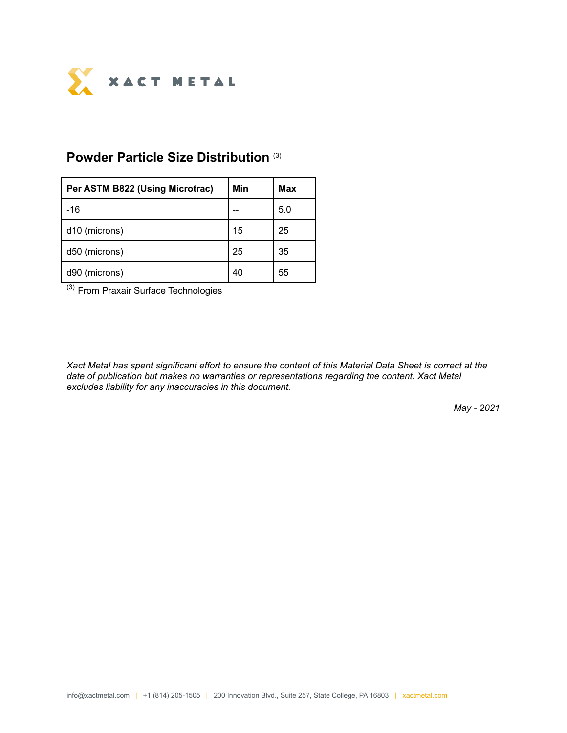## Powder Particle Size Distribution [3]

| Per ASTM B822 (Using Microtrac) | Min | Max |
|---|---|---|
| -16 | -- | 5.0 |
| d10 (microns) | 15 | 25 |
| d50 (microns) | 25 | 35 |
| d90 (microns) | 40 | 55 |

[3] From Praxair Surface Technologies

*Xact Metal has spent significant effort to ensure the content of this Material Data Sheet is correct at the date of publication but makes no warranties or representations regarding the content. Xact Metal excludes liability for any inaccuracies in this document.*

*May - 2021*